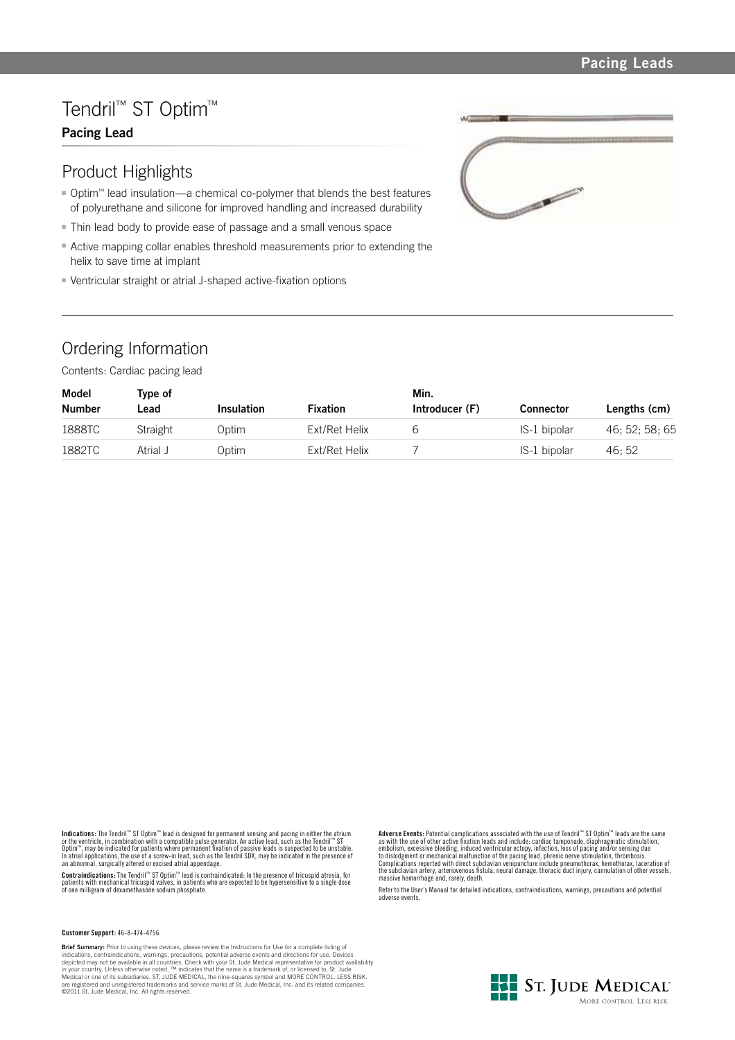# Tendril™ ST Optim™

**Pacing Lead**

## Product Highlights

- Optim™ lead insulation—a chemical co-polymer that blends the best features of polyurethane and silicone for improved handling and increased durability
- Thin lead body to provide ease of passage and a small venous space
- Active mapping collar enables threshold measurements prior to extending the helix to save time at implant
- Ventricular straight or atrial J-shaped active-fixation options

## Ordering Information

Contents: Cardiac pacing lead

| Model Number | Type of Lead | Insulation | Fixation | Min. Introducer (F) | Connector | Lengths (cm) |
|---|---|---|---|---|---|---|
| 1888TC | Straight | Optim | Ext/Ret Helix | 6 | IS-1 bipolar | 46; 52; 58; 65 |
| 1882TC | Atrial J | Optim | Ext/Ret Helix | 7 | IS-1 bipolar | 46; 52 |

**Indications:** The Tendril™ ST Optim™ lead is designed for permanent sensing and pacing in either the atrium or the ventricle, in combination with a compatible pulse generator. An active lead, such as the Tendril™ ST Optim™, may be indicated for patients where permanent fixation of passive leads is suspected to be unstable. In atrial applications, the use of a screw-in lead, such as the Tendril SDX, may be indicated in the presence of an abnormal, surgically altered or excised atrial appendage.

**Contraindications:** The Tendril™ ST Optim™ lead is contraindicated: In the presence of tricuspid atresia, for patients with mechanical tricuspid valves, in patients who are expected to be hypersensitive to a single dose of one milligram of dexamethasone sodium phosphate.

**Adverse Events:** Potential complications associated with the use of Tendril™ ST Optim™ leads are the same as with the use of other active fixation leads and include: cardiac tamponade, diaphragmatic stimulation, embolism, excessive bleeding, induced ventricular ectopy, infection, loss of pacing and/or sensing due to dislodgment or mechanical malfunction of the pacing lead, phrenic nerve stimulation, thrombosis. Complications reported with direct subclavian venipuncture include pneumothorax, hemothorax, laceration of the subclavian artery, arteriovenous fistula, neural damage, thoracic duct injury, cannulation of other vessels, massive hemorrhage and, rarely, death.

Refer to the User's Manual for detailed indications, contraindications, warnings, precautions and potential adverse events.

**Customer Support:** 46-8-474-4756

**Brief Summary:** Prior to using these devices, please review the Instructions for Use for a complete listing of indications, contraindications, warnings, precautions, potential adverse events and directions for use. Devices depicted may not be available in all countries. Check with your St. Jude Medical representative for product availability in your country. Unless otherwise noted, ™ indicates that the name is a trademark of, or licensed to, St. Jude Medical or one of its subsidiaries. ST. JUDE MEDICAL, the nine-squares symbol and MORE CONTROL. LESS RISK. are registered and unregistered trademarks and service marks of St. Jude Medical, Inc. and its related companies. ©2011 St. Jude Medical, Inc. All rights reserved.

ST. JUDE MEDICAL
MORE CONTROL. LESS RISK.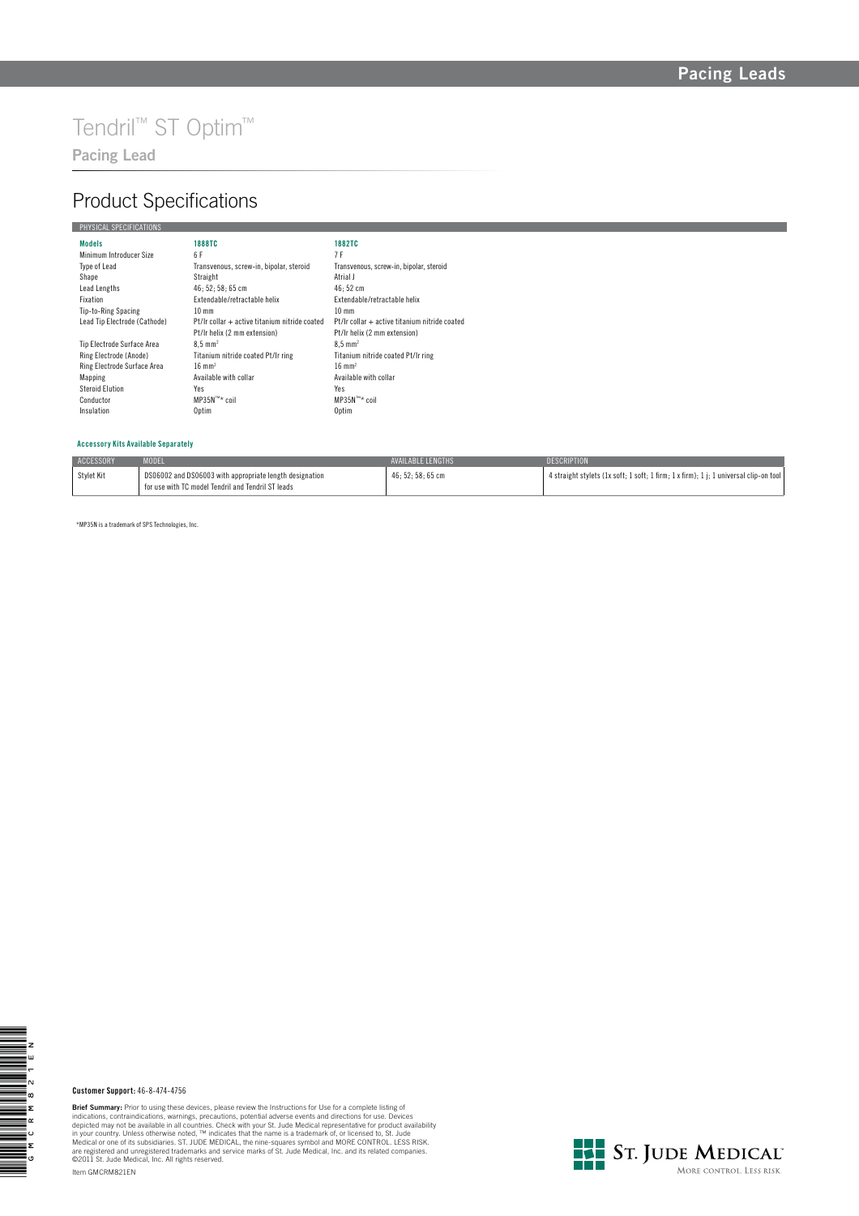# Tendril™ ST Optim™

**Pacing Lead**

## Product Specifications

| PHYSICAL SPECIFICATIONS | | |
|---|---|---|
| **Models** | **1888TC** | **1882TC** |
| Minimum Introducer Size | 6 F | 7 F |
| Type of Lead | Transvenous, screw-in, bipolar, steroid | Transvenous, screw-in, bipolar, steroid |
| Shape | Straight | Atrial J |
| Lead Lengths | 46; 52; 58; 65 cm | 46; 52 cm |
| Fixation | Extendable/retractable helix | Extendable/retractable helix |
| Tip-to-Ring Spacing | 10 mm | 10 mm |
| Lead Tip Electrode (Cathode) | Pt/Ir collar + active titanium nitride coated Pt/Ir helix (2 mm extension) | Pt/Ir collar + active titanium nitride coated Pt/Ir helix (2 mm extension) |
| Tip Electrode Surface Area | 8,5 $mm^2$ | 8,5 $mm^2$ |
| Ring Electrode (Anode) | Titanium nitride coated Pt/Ir ring | Titanium nitride coated Pt/Ir ring |
| Ring Electrode Surface Area | 16 $mm^2$ | 16 $mm^2$ |
| Mapping | Available with collar | Available with collar |
| Steroid Elution | Yes | Yes |
| Conductor | MP35N™* coil | MP35N™* coil |
| Insulation | Optim | Optim |

**Accessory Kits Available Separately**

| ACCESSORY | MODEL | AVAILABLE LENGTHS | DESCRIPTION |
|---|---|---|---|
| Stylet Kit | DS06002 and DS06003 with appropriate length designation for use with TC model Tendril and Tendril ST leads | 46; 52; 58; 65 cm | 4 straight stylets (1x soft; 1 soft; 1 firm; 1 x firm); 1 j; 1 universal clip-on tool |

*MP35N is a trademark of SPS Technologies, Inc.

**Customer Support:** 46-8-474-4756

**Brief Summary:** Prior to using these devices, please review the Instructions for Use for a complete listing of indications, contraindications, warnings, precautions, potential adverse events and directions for use. Devices depicted may not be available in all countries. Check with your St. Jude Medical representative for product availability in your country. Unless otherwise noted, ™ indicates that the name is a trademark of, or licensed to, St. Jude Medical or one of its subsidiaries. ST. JUDE MEDICAL, the nine-squares symbol and MORE CONTROL. LESS RISK. are registered and unregistered trademarks and service marks of St. Jude Medical, Inc. and its related companies. ©2011 St. Jude Medical, Inc. All rights reserved.

Item GMCRM821EN

ST. JUDE MEDICAL™

MORE CONTROL. LESS RISK.